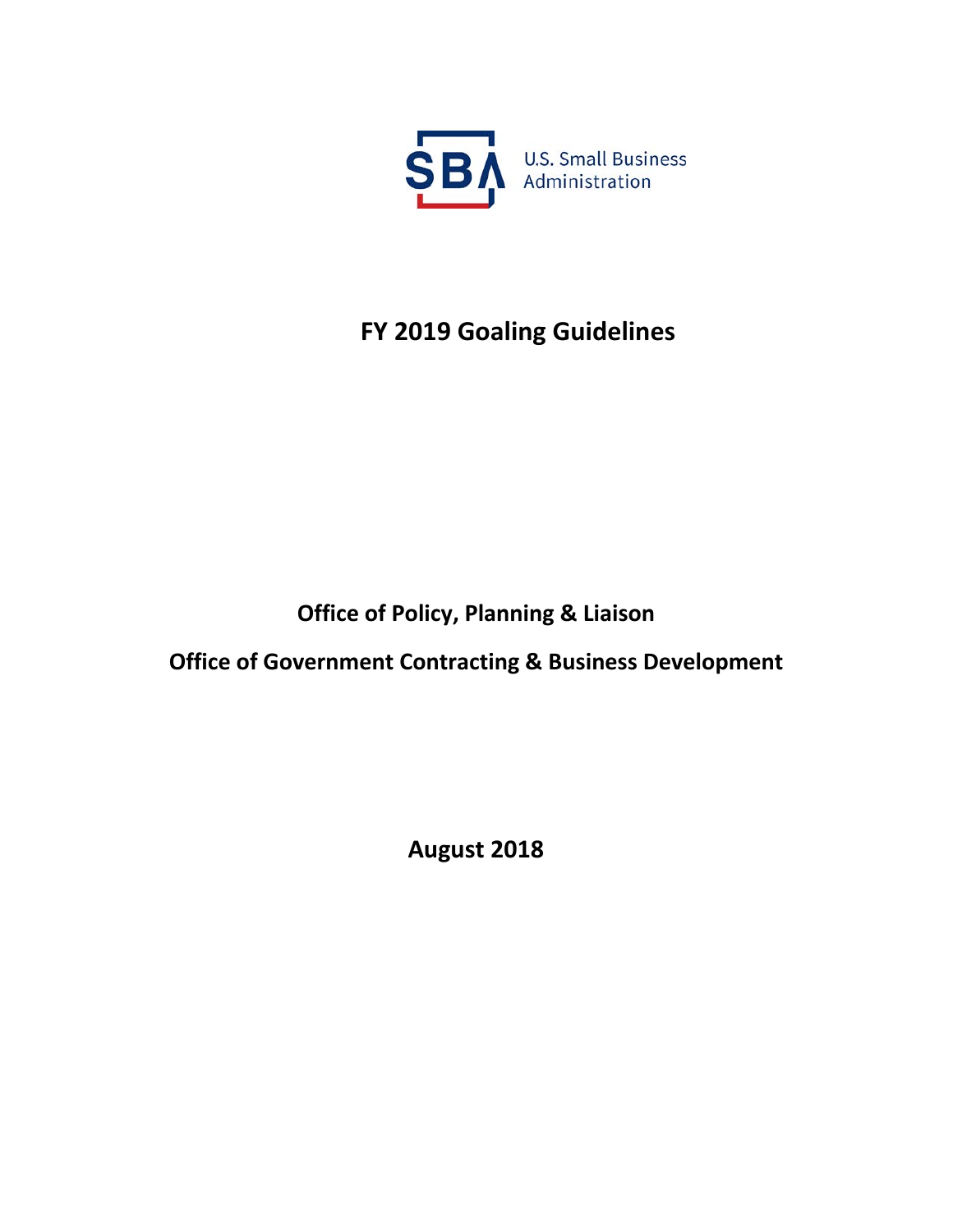U.S. Small Business Administration

# FY 2019 Goaling Guidelines

**Office of Policy, Planning & Liaison**

**Office of Government Contracting & Business Development**

**August 2018**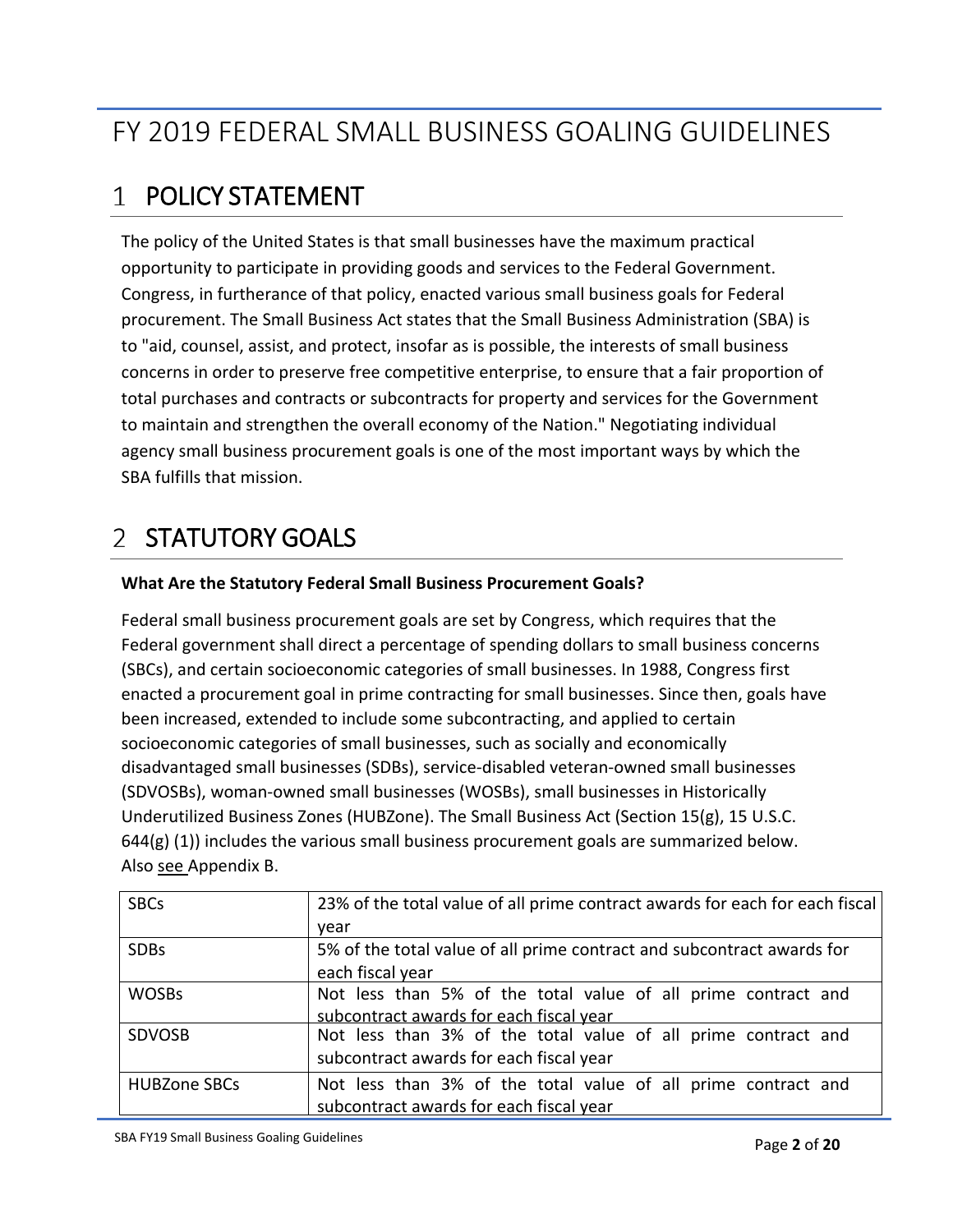# FY 2019 FEDERAL SMALL BUSINESS GOALING GUIDELINES

## 1 POLICY STATEMENT

The policy of the United States is that small businesses have the maximum practical opportunity to participate in providing goods and services to the Federal Government. Congress, in furtherance of that policy, enacted various small business goals for Federal procurement. The Small Business Act states that the Small Business Administration (SBA) is to "aid, counsel, assist, and protect, insofar as is possible, the interests of small business concerns in order to preserve free competitive enterprise, to ensure that a fair proportion of total purchases and contracts or subcontracts for property and services for the Government to maintain and strengthen the overall economy of the Nation." Negotiating individual agency small business procurement goals is one of the most important ways by which the SBA fulfills that mission.

## 2 STATUTORY GOALS

**What Are the Statutory Federal Small Business Procurement Goals?**

Federal small business procurement goals are set by Congress, which requires that the Federal government shall direct a percentage of spending dollars to small business concerns (SBCs), and certain socioeconomic categories of small businesses. In 1988, Congress first enacted a procurement goal in prime contracting for small businesses. Since then, goals have been increased, extended to include some subcontracting, and applied to certain socioeconomic categories of small businesses, such as socially and economically disadvantaged small businesses (SDBs), service-disabled veteran-owned small businesses (SDVOSBs), woman-owned small businesses (WOSBs), small businesses in Historically Underutilized Business Zones (HUBZone). The Small Business Act (Section 15(g), 15 U.S.C. 644(g) (1)) includes the various small business procurement goals are summarized below. Also see Appendix B.

| | |
|---|---|
| SBCs | 23% of the total value of all prime contract awards for each for each fiscal year |
| SDBs | 5% of the total value of all prime contract and subcontract awards for each fiscal year |
| WOSBs | Not less than 5% of the total value of all prime contract and subcontract awards for each fiscal year |
| SDVOSB | Not less than 3% of the total value of all prime contract and subcontract awards for each fiscal year |
| HUBZone SBCs | Not less than 3% of the total value of all prime contract and subcontract awards for each fiscal year |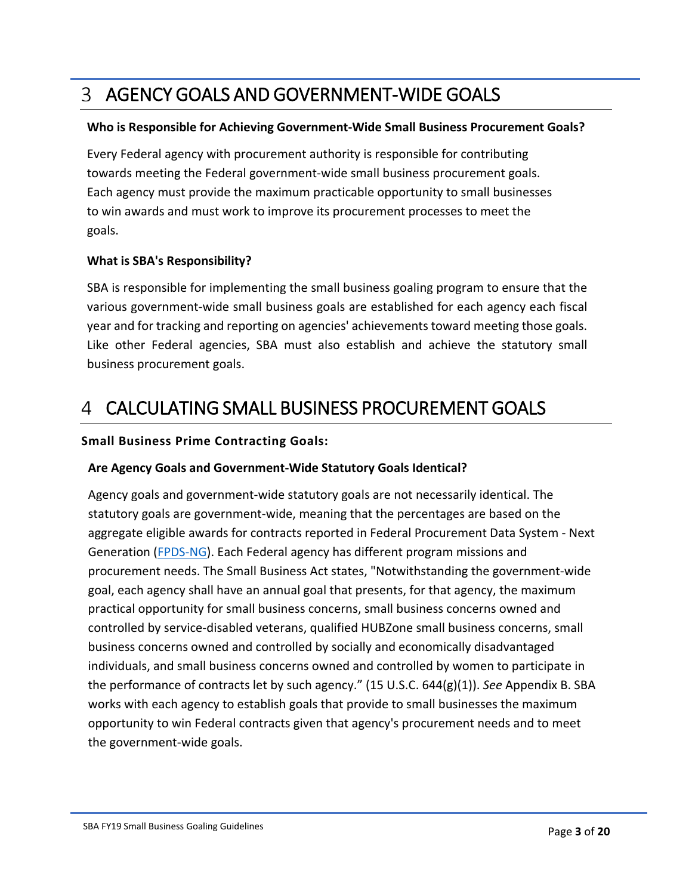# 3 AGENCY GOALS AND GOVERNMENT-WIDE GOALS

### Who is Responsible for Achieving Government-Wide Small Business Procurement Goals?

Every Federal agency with procurement authority is responsible for contributing towards meeting the Federal government-wide small business procurement goals. Each agency must provide the maximum practicable opportunity to small businesses to win awards and must work to improve its procurement processes to meet the goals.

### What is SBA's Responsibility?

SBA is responsible for implementing the small business goaling program to ensure that the various government-wide small business goals are established for each agency each fiscal year and for tracking and reporting on agencies' achievements toward meeting those goals. Like other Federal agencies, SBA must also establish and achieve the statutory small business procurement goals.

# 4 CALCULATING SMALL BUSINESS PROCUREMENT GOALS

**Small Business Prime Contracting Goals:**

### Are Agency Goals and Government-Wide Statutory Goals Identical?

Agency goals and government-wide statutory goals are not necessarily identical. The statutory goals are government-wide, meaning that the percentages are based on the aggregate eligible awards for contracts reported in Federal Procurement Data System - Next Generation (FPDS-NG). Each Federal agency has different program missions and procurement needs. The Small Business Act states, "Notwithstanding the government-wide goal, each agency shall have an annual goal that presents, for that agency, the maximum practical opportunity for small business concerns, small business concerns owned and controlled by service-disabled veterans, qualified HUBZone small business concerns, small business concerns owned and controlled by socially and economically disadvantaged individuals, and small business concerns owned and controlled by women to participate in the performance of contracts let by such agency." (15 U.S.C. 644(g)(1)). *See* Appendix B. SBA works with each agency to establish goals that provide to small businesses the maximum opportunity to win Federal contracts given that agency's procurement needs and to meet the government-wide goals.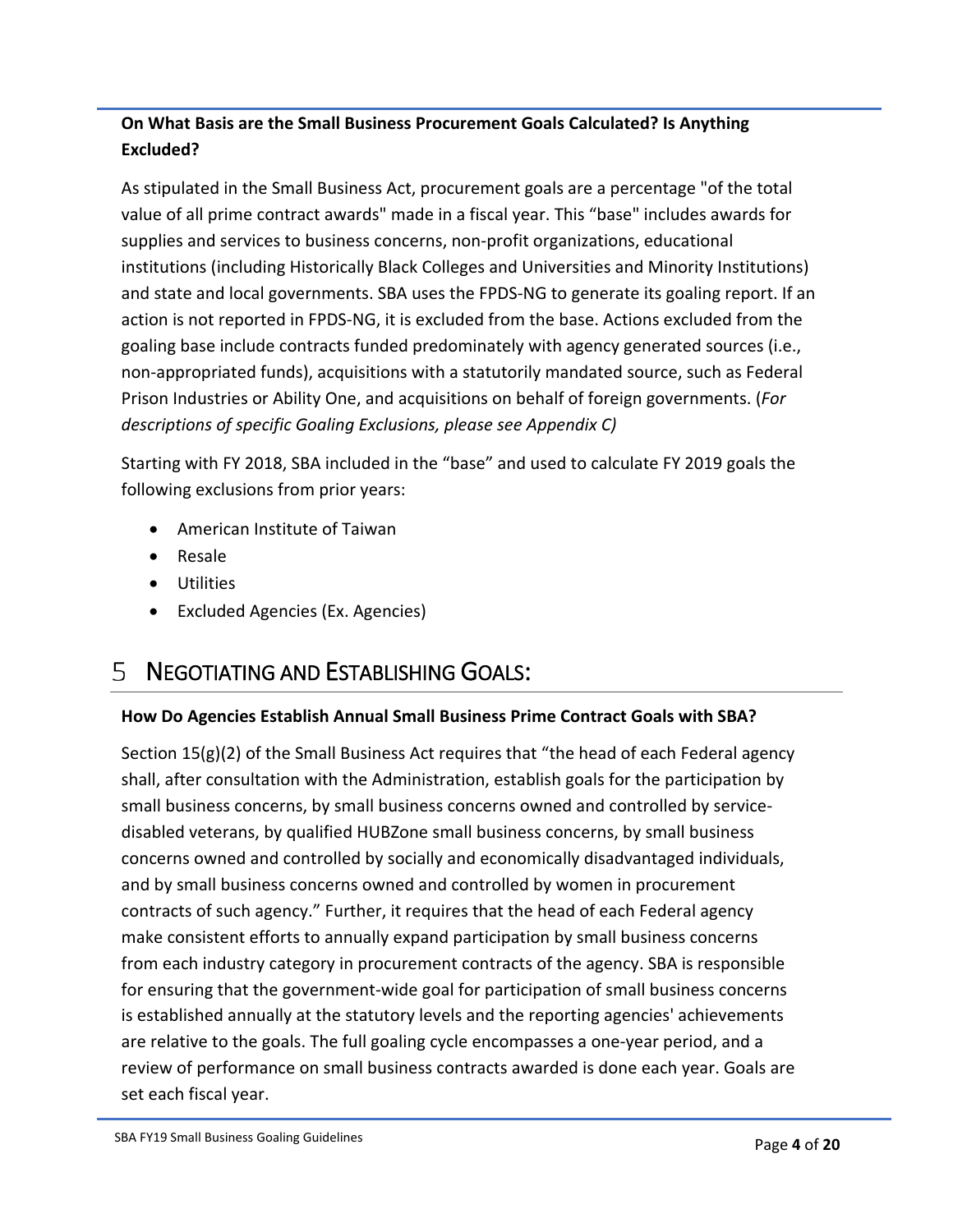**On What Basis are the Small Business Procurement Goals Calculated? Is Anything Excluded?**

As stipulated in the Small Business Act, procurement goals are a percentage "of the total value of all prime contract awards" made in a fiscal year. This "base" includes awards for supplies and services to business concerns, non-profit organizations, educational institutions (including Historically Black Colleges and Universities and Minority Institutions) and state and local governments. SBA uses the FPDS-NG to generate its goaling report. If an action is not reported in FPDS-NG, it is excluded from the base. Actions excluded from the goaling base include contracts funded predominately with agency generated sources (i.e., non-appropriated funds), acquisitions with a statutorily mandated source, such as Federal Prison Industries or Ability One, and acquisitions on behalf of foreign governments. (*For descriptions of specific Goaling Exclusions, please see Appendix C)*

Starting with FY 2018, SBA included in the "base" and used to calculate FY 2019 goals the following exclusions from prior years:

- American Institute of Taiwan
- Resale
- Utilities
- Excluded Agencies (Ex. Agencies)

# 5 NEGOTIATING AND ESTABLISHING GOALS:

**How Do Agencies Establish Annual Small Business Prime Contract Goals with SBA?**

Section 15(g)(2) of the Small Business Act requires that "the head of each Federal agency shall, after consultation with the Administration, establish goals for the participation by small business concerns, by small business concerns owned and controlled by service-disabled veterans, by qualified HUBZone small business concerns, by small business concerns owned and controlled by socially and economically disadvantaged individuals, and by small business concerns owned and controlled by women in procurement contracts of such agency." Further, it requires that the head of each Federal agency make consistent efforts to annually expand participation by small business concerns from each industry category in procurement contracts of the agency. SBA is responsible for ensuring that the government-wide goal for participation of small business concerns is established annually at the statutory levels and the reporting agencies' achievements are relative to the goals. The full goaling cycle encompasses a one-year period, and a review of performance on small business contracts awarded is done each year. Goals are set each fiscal year.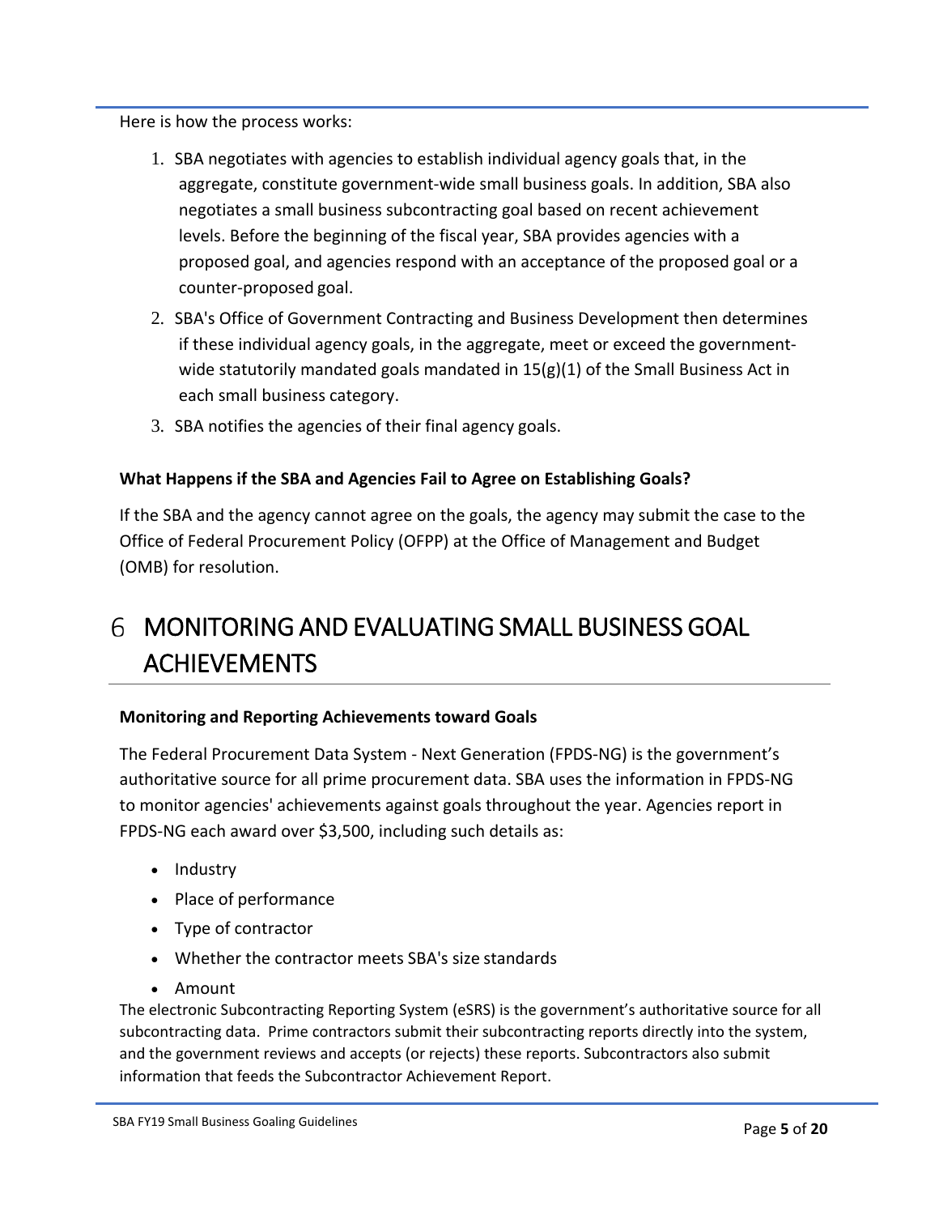Here is how the process works:

1. SBA negotiates with agencies to establish individual agency goals that, in the aggregate, constitute government-wide small business goals. In addition, SBA also negotiates a small business subcontracting goal based on recent achievement levels. Before the beginning of the fiscal year, SBA provides agencies with a proposed goal, and agencies respond with an acceptance of the proposed goal or a counter-proposed goal.
2. SBA's Office of Government Contracting and Business Development then determines if these individual agency goals, in the aggregate, meet or exceed the government-wide statutorily mandated goals mandated in 15(g)(1) of the Small Business Act in each small business category.
3. SBA notifies the agencies of their final agency goals.

**What Happens if the SBA and Agencies Fail to Agree on Establishing Goals?**

If the SBA and the agency cannot agree on the goals, the agency may submit the case to the Office of Federal Procurement Policy (OFPP) at the Office of Management and Budget (OMB) for resolution.

# 6 MONITORING AND EVALUATING SMALL BUSINESS GOAL ACHIEVEMENTS

**Monitoring and Reporting Achievements toward Goals**

The Federal Procurement Data System - Next Generation (FPDS-NG) is the government's authoritative source for all prime procurement data. SBA uses the information in FPDS-NG to monitor agencies' achievements against goals throughout the year. Agencies report in FPDS-NG each award over $3,500, including such details as:

- Industry
- Place of performance
- Type of contractor
- Whether the contractor meets SBA's size standards
- Amount

The electronic Subcontracting Reporting System (eSRS) is the government's authoritative source for all subcontracting data. Prime contractors submit their subcontracting reports directly into the system, and the government reviews and accepts (or rejects) these reports. Subcontractors also submit information that feeds the Subcontractor Achievement Report.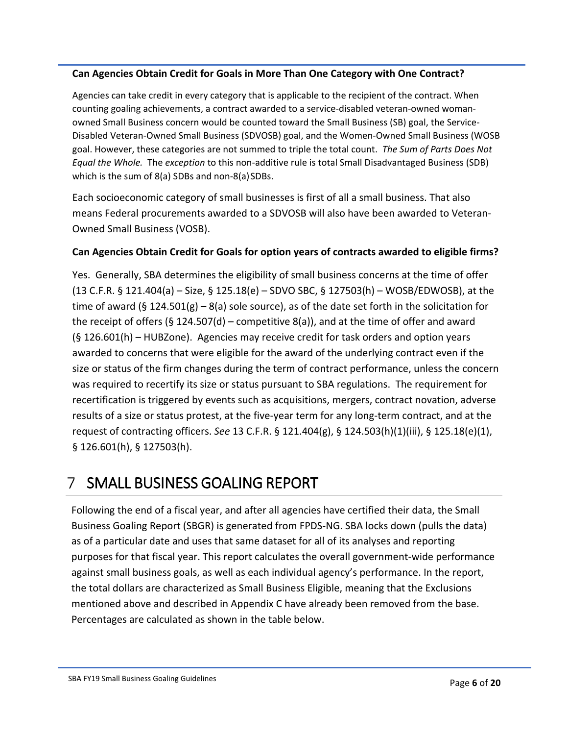**Can Agencies Obtain Credit for Goals in More Than One Category with One Contract?**

Agencies can take credit in every category that is applicable to the recipient of the contract. When counting goaling achievements, a contract awarded to a service-disabled veteran-owned woman-owned Small Business concern would be counted toward the Small Business (SB) goal, the Service-Disabled Veteran-Owned Small Business (SDVOSB) goal, and the Women-Owned Small Business (WOSB goal. However, these categories are not summed to triple the total count. *The Sum of Parts Does Not Equal the Whole.* The *exception* to this non-additive rule is total Small Disadvantaged Business (SDB) which is the sum of 8(a) SDBs and non-8(a) SDBs.

Each socioeconomic category of small businesses is first of all a small business. That also means Federal procurements awarded to a SDVOSB will also have been awarded to Veteran-Owned Small Business (VOSB).

**Can Agencies Obtain Credit for Goals for option years of contracts awarded to eligible firms?**

Yes. Generally, SBA determines the eligibility of small business concerns at the time of offer (13 C.F.R. § 121.404(a) – Size, § 125.18(e) – SDVO SBC, § 127503(h) – WOSB/EDWOSB), at the time of award (§ 124.501(g) – 8(a) sole source), as of the date set forth in the solicitation for the receipt of offers (§ 124.507(d) – competitive 8(a)), and at the time of offer and award (§ 126.601(h) – HUBZone). Agencies may receive credit for task orders and option years awarded to concerns that were eligible for the award of the underlying contract even if the size or status of the firm changes during the term of contract performance, unless the concern was required to recertify its size or status pursuant to SBA regulations. The requirement for recertification is triggered by events such as acquisitions, mergers, contract novation, adverse results of a size or status protest, at the five-year term for any long-term contract, and at the request of contracting officers. *See* 13 C.F.R. § 121.404(g), § 124.503(h)(1)(iii), § 125.18(e)(1), § 126.601(h), § 127503(h).

# 7 SMALL BUSINESS GOALING REPORT

Following the end of a fiscal year, and after all agencies have certified their data, the Small Business Goaling Report (SBGR) is generated from FPDS-NG. SBA locks down (pulls the data) as of a particular date and uses that same dataset for all of its analyses and reporting purposes for that fiscal year. This report calculates the overall government-wide performance against small business goals, as well as each individual agency's performance. In the report, the total dollars are characterized as Small Business Eligible, meaning that the Exclusions mentioned above and described in Appendix C have already been removed from the base. Percentages are calculated as shown in the table below.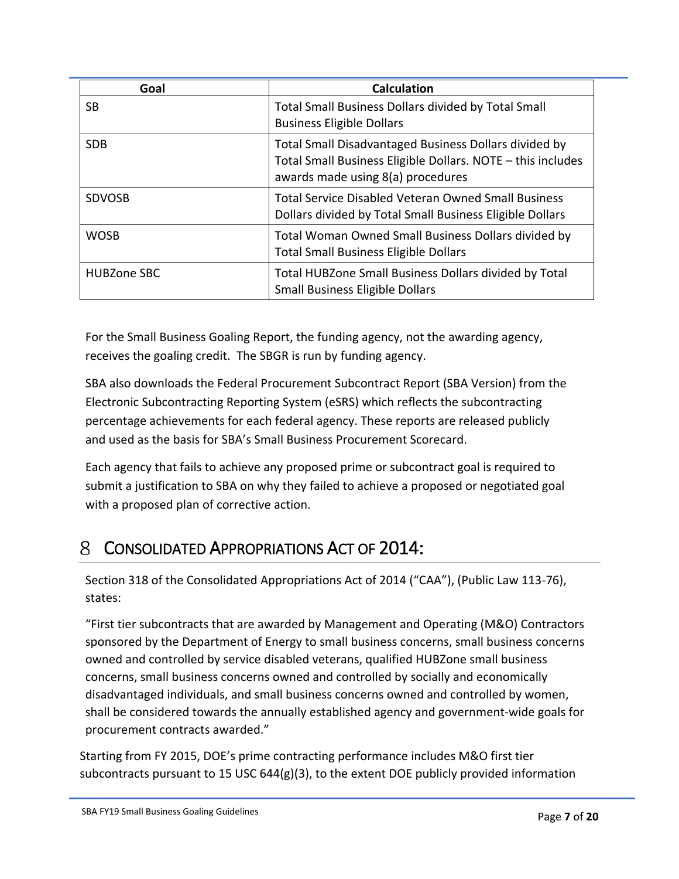| Goal | Calculation |
| --- | --- |
| SB | Total Small Business Dollars divided by Total Small Business Eligible Dollars |
| SDB | Total Small Disadvantaged Business Dollars divided by Total Small Business Eligible Dollars. NOTE – this includes awards made using 8(a) procedures |
| SDVOSB | Total Service Disabled Veteran Owned Small Business Dollars divided by Total Small Business Eligible Dollars |
| WOSB | Total Woman Owned Small Business Dollars divided by Total Small Business Eligible Dollars |
| HUBZone SBC | Total HUBZone Small Business Dollars divided by Total Small Business Eligible Dollars |

For the Small Business Goaling Report, the funding agency, not the awarding agency, receives the goaling credit. The SBGR is run by funding agency.

SBA also downloads the Federal Procurement Subcontract Report (SBA Version) from the Electronic Subcontracting Reporting System (eSRS) which reflects the subcontracting percentage achievements for each federal agency. These reports are released publicly and used as the basis for SBA's Small Business Procurement Scorecard.

Each agency that fails to achieve any proposed prime or subcontract goal is required to submit a justification to SBA on why they failed to achieve a proposed or negotiated goal with a proposed plan of corrective action.

# 8 CONSOLIDATED APPROPRIATIONS ACT OF 2014:

Section 318 of the Consolidated Appropriations Act of 2014 ("CAA"), (Public Law 113-76), states:

"First tier subcontracts that are awarded by Management and Operating (M&O) Contractors sponsored by the Department of Energy to small business concerns, small business concerns owned and controlled by service disabled veterans, qualified HUBZone small business concerns, small business concerns owned and controlled by socially and economically disadvantaged individuals, and small business concerns owned and controlled by women, shall be considered towards the annually established agency and government-wide goals for procurement contracts awarded."

Starting from FY 2015, DOE's prime contracting performance includes M&O first tier subcontracts pursuant to 15 USC 644(g)(3), to the extent DOE publicly provided information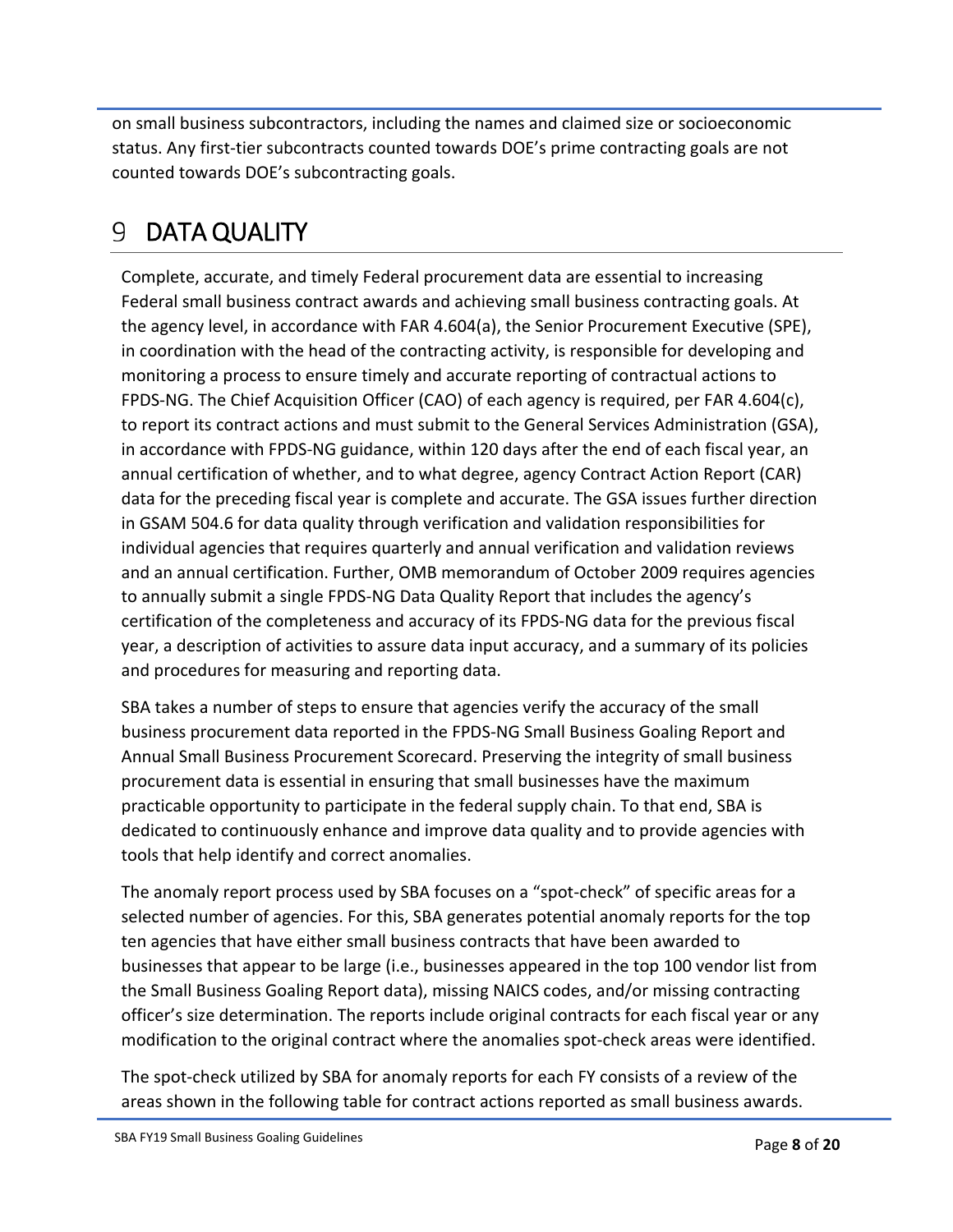on small business subcontractors, including the names and claimed size or socioeconomic status. Any first-tier subcontracts counted towards DOE's prime contracting goals are not counted towards DOE's subcontracting goals.

# 9 DATA QUALITY

Complete, accurate, and timely Federal procurement data are essential to increasing Federal small business contract awards and achieving small business contracting goals. At the agency level, in accordance with FAR 4.604(a), the Senior Procurement Executive (SPE), in coordination with the head of the contracting activity, is responsible for developing and monitoring a process to ensure timely and accurate reporting of contractual actions to FPDS-NG. The Chief Acquisition Officer (CAO) of each agency is required, per FAR 4.604(c), to report its contract actions and must submit to the General Services Administration (GSA), in accordance with FPDS-NG guidance, within 120 days after the end of each fiscal year, an annual certification of whether, and to what degree, agency Contract Action Report (CAR) data for the preceding fiscal year is complete and accurate. The GSA issues further direction in GSAM 504.6 for data quality through verification and validation responsibilities for individual agencies that requires quarterly and annual verification and validation reviews and an annual certification. Further, OMB memorandum of October 2009 requires agencies to annually submit a single FPDS-NG Data Quality Report that includes the agency's certification of the completeness and accuracy of its FPDS-NG data for the previous fiscal year, a description of activities to assure data input accuracy, and a summary of its policies and procedures for measuring and reporting data.

SBA takes a number of steps to ensure that agencies verify the accuracy of the small business procurement data reported in the FPDS-NG Small Business Goaling Report and Annual Small Business Procurement Scorecard. Preserving the integrity of small business procurement data is essential in ensuring that small businesses have the maximum practicable opportunity to participate in the federal supply chain. To that end, SBA is dedicated to continuously enhance and improve data quality and to provide agencies with tools that help identify and correct anomalies.

The anomaly report process used by SBA focuses on a "spot-check" of specific areas for a selected number of agencies. For this, SBA generates potential anomaly reports for the top ten agencies that have either small business contracts that have been awarded to businesses that appear to be large (i.e., businesses appeared in the top 100 vendor list from the Small Business Goaling Report data), missing NAICS codes, and/or missing contracting officer's size determination. The reports include original contracts for each fiscal year or any modification to the original contract where the anomalies spot-check areas were identified.

The spot-check utilized by SBA for anomaly reports for each FY consists of a review of the areas shown in the following table for contract actions reported as small business awards.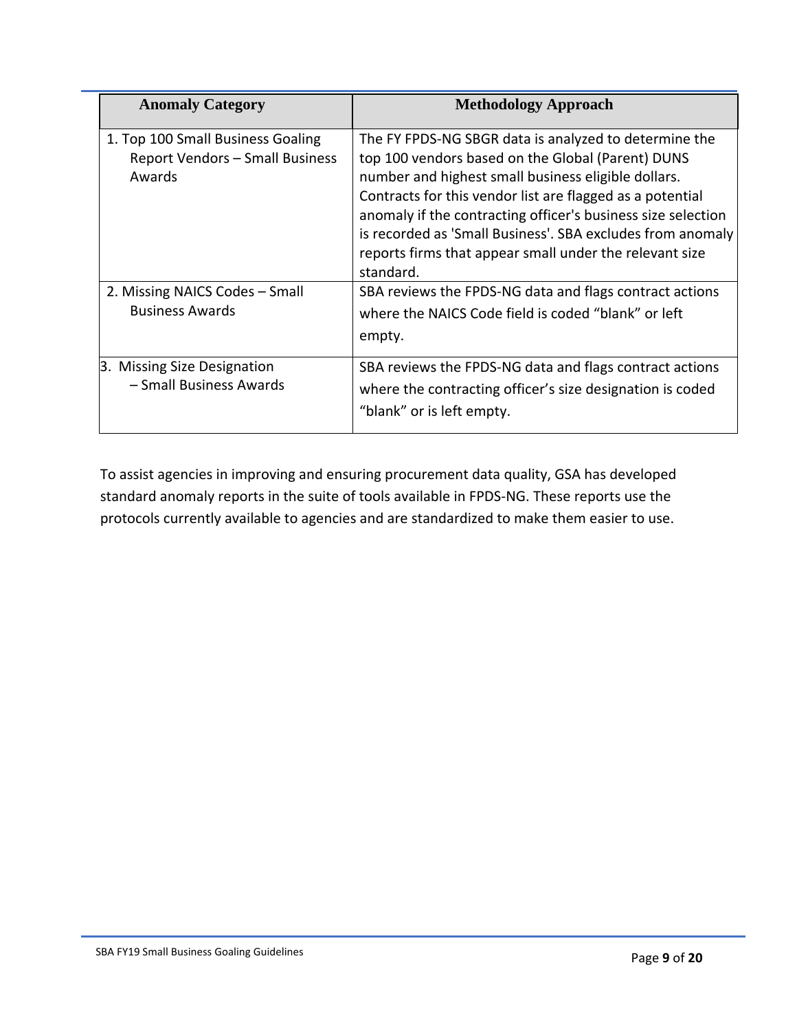| Anomaly Category | Methodology Approach |
|---|---|
| 1. Top 100 Small Business Goaling Report Vendors – Small Business Awards | The FY FPDS-NG SBGR data is analyzed to determine the top 100 vendors based on the Global (Parent) DUNS number and highest small business eligible dollars. Contracts for this vendor list are flagged as a potential anomaly if the contracting officer's business size selection is recorded as 'Small Business'. SBA excludes from anomaly reports firms that appear small under the relevant size standard. |
| 2. Missing NAICS Codes – Small Business Awards | SBA reviews the FPDS-NG data and flags contract actions where the NAICS Code field is coded “blank” or left empty. |
| 3. Missing Size Designation – Small Business Awards | SBA reviews the FPDS-NG data and flags contract actions where the contracting officer’s size designation is coded “blank” or is left empty. |

To assist agencies in improving and ensuring procurement data quality, GSA has developed standard anomaly reports in the suite of tools available in FPDS-NG. These reports use the protocols currently available to agencies and are standardized to make them easier to use.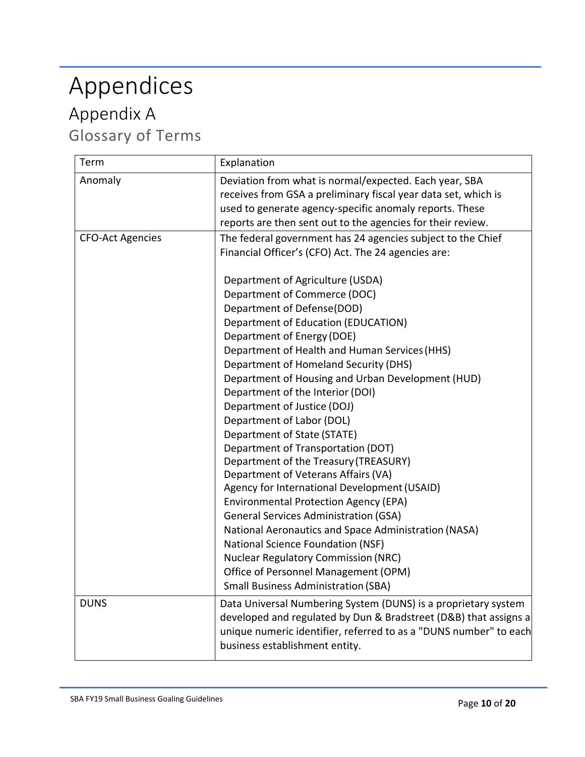# Appendices

## Appendix A

### Glossary of Terms

| Term | Explanation |
|---|---|
| Anomaly | Deviation from what is normal/expected. Each year, SBA receives from GSA a preliminary fiscal year data set, which is used to generate agency-specific anomaly reports. These reports are then sent out to the agencies for their review. |
| CFO-Act Agencies | The federal government has 24 agencies subject to the Chief Financial Officer's (CFO) Act. The 24 agencies are:<br><br>Department of Agriculture (USDA)<br>Department of Commerce (DOC)<br>Department of Defense(DOD)<br>Department of Education (EDUCATION)<br>Department of Energy (DOE)<br>Department of Health and Human Services (HHS)<br>Department of Homeland Security (DHS)<br>Department of Housing and Urban Development (HUD)<br>Department of the Interior (DOI)<br>Department of Justice (DOJ)<br>Department of Labor (DOL)<br>Department of State (STATE)<br>Department of Transportation (DOT)<br>Department of the Treasury (TREASURY)<br>Department of Veterans Affairs (VA)<br>Agency for International Development (USAID)<br>Environmental Protection Agency (EPA)<br>General Services Administration (GSA)<br>National Aeronautics and Space Administration (NASA)<br>National Science Foundation (NSF)<br>Nuclear Regulatory Commission (NRC)<br>Office of Personnel Management (OPM)<br>Small Business Administration (SBA) |
| DUNS | Data Universal Numbering System (DUNS) is a proprietary system developed and regulated by Dun & Bradstreet (D&B) that assigns a unique numeric identifier, referred to as a "DUNS number" to each business establishment entity. |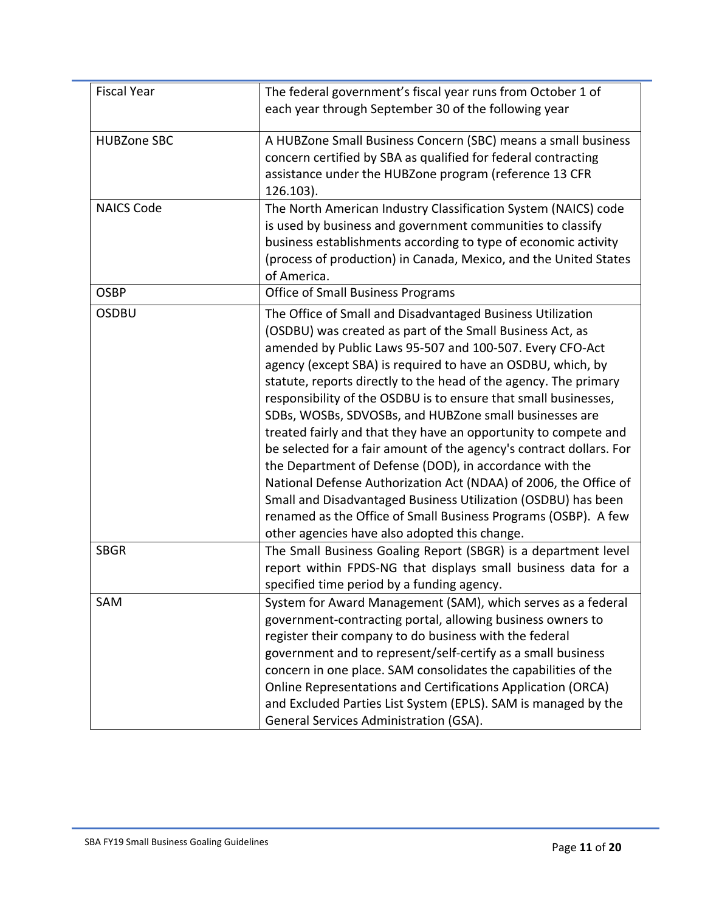| Fiscal Year | The federal government's fiscal year runs from October 1 of each year through September 30 of the following year |
|---|---|
| HUBZone SBC | A HUBZone Small Business Concern (SBC) means a small business concern certified by SBA as qualified for federal contracting assistance under the HUBZone program (reference 13 CFR 126.103). |
| NAICS Code | The North American Industry Classification System (NAICS) code is used by business and government communities to classify business establishments according to type of economic activity (process of production) in Canada, Mexico, and the United States of America. |
| OSBP | Office of Small Business Programs |
| OSDBU | The Office of Small and Disadvantaged Business Utilization (OSDBU) was created as part of the Small Business Act, as amended by Public Laws 95-507 and 100-507. Every CFO-Act agency (except SBA) is required to have an OSDBU, which, by statute, reports directly to the head of the agency. The primary responsibility of the OSDBU is to ensure that small businesses, SDBs, WOSBs, SDVOSBs, and HUBZone small businesses are treated fairly and that they have an opportunity to compete and be selected for a fair amount of the agency's contract dollars. For the Department of Defense (DOD), in accordance with the National Defense Authorization Act (NDAA) of 2006, the Office of Small and Disadvantaged Business Utilization (OSDBU) has been renamed as the Office of Small Business Programs (OSBP). A few other agencies have also adopted this change. |
| SBGR | The Small Business Goaling Report (SBGR) is a department level report within FPDS-NG that displays small business data for a specified time period by a funding agency. |
| SAM | System for Award Management (SAM), which serves as a federal government-contracting portal, allowing business owners to register their company to do business with the federal government and to represent/self-certify as a small business concern in one place. SAM consolidates the capabilities of the Online Representations and Certifications Application (ORCA) and Excluded Parties List System (EPLS). SAM is managed by the General Services Administration (GSA). |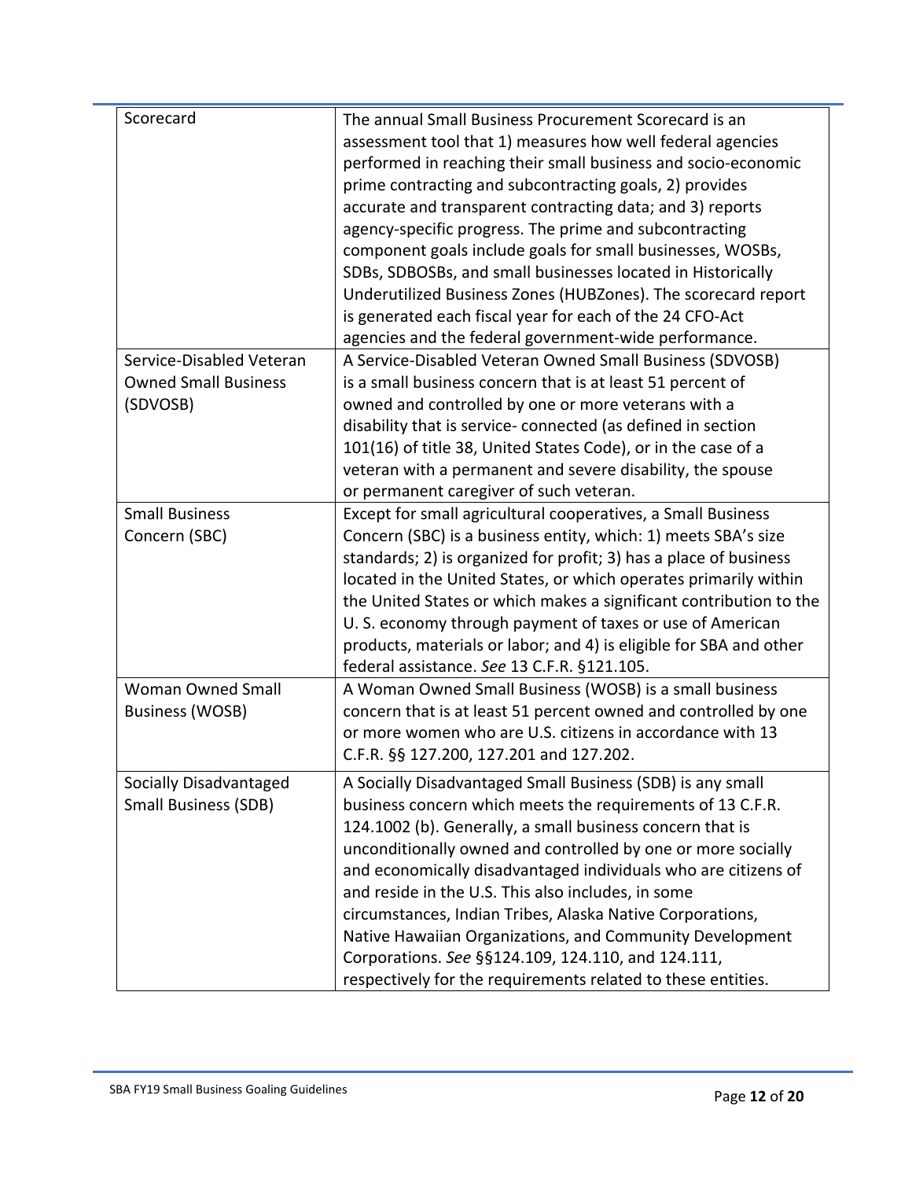| | |
|---|---|
| Scorecard | The annual Small Business Procurement Scorecard is an assessment tool that 1) measures how well federal agencies performed in reaching their small business and socio-economic prime contracting and subcontracting goals, 2) provides accurate and transparent contracting data; and 3) reports agency-specific progress. The prime and subcontracting component goals include goals for small businesses, WOSBs, SDBs, SDBOSBs, and small businesses located in Historically Underutilized Business Zones (HUBZones). The scorecard report is generated each fiscal year for each of the 24 CFO-Act agencies and the federal government-wide performance. |
| Service-Disabled Veteran Owned Small Business (SDVOSB) | A Service-Disabled Veteran Owned Small Business (SDVOSB) is a small business concern that is at least 51 percent of owned and controlled by one or more veterans with a disability that is service- connected (as defined in section 101(16) of title 38, United States Code), or in the case of a veteran with a permanent and severe disability, the spouse or permanent caregiver of such veteran. |
| Small Business Concern (SBC) | Except for small agricultural cooperatives, a Small Business Concern (SBC) is a business entity, which: 1) meets SBA's size standards; 2) is organized for profit; 3) has a place of business located in the United States, or which operates primarily within the United States or which makes a significant contribution to the U. S. economy through payment of taxes or use of American products, materials or labor; and 4) is eligible for SBA and other federal assistance. *See* 13 C.F.R. §121.105. |
| Woman Owned Small Business (WOSB) | A Woman Owned Small Business (WOSB) is a small business concern that is at least 51 percent owned and controlled by one or more women who are U.S. citizens in accordance with 13 C.F.R. §§ 127.200, 127.201 and 127.202. |
| Socially Disadvantaged Small Business (SDB) | A Socially Disadvantaged Small Business (SDB) is any small business concern which meets the requirements of 13 C.F.R. 124.1002 (b). Generally, a small business concern that is unconditionally owned and controlled by one or more socially and economically disadvantaged individuals who are citizens of and reside in the U.S. This also includes, in some circumstances, Indian Tribes, Alaska Native Corporations, Native Hawaiian Organizations, and Community Development Corporations. *See* §§124.109, 124.110, and 124.111, respectively for the requirements related to these entities. |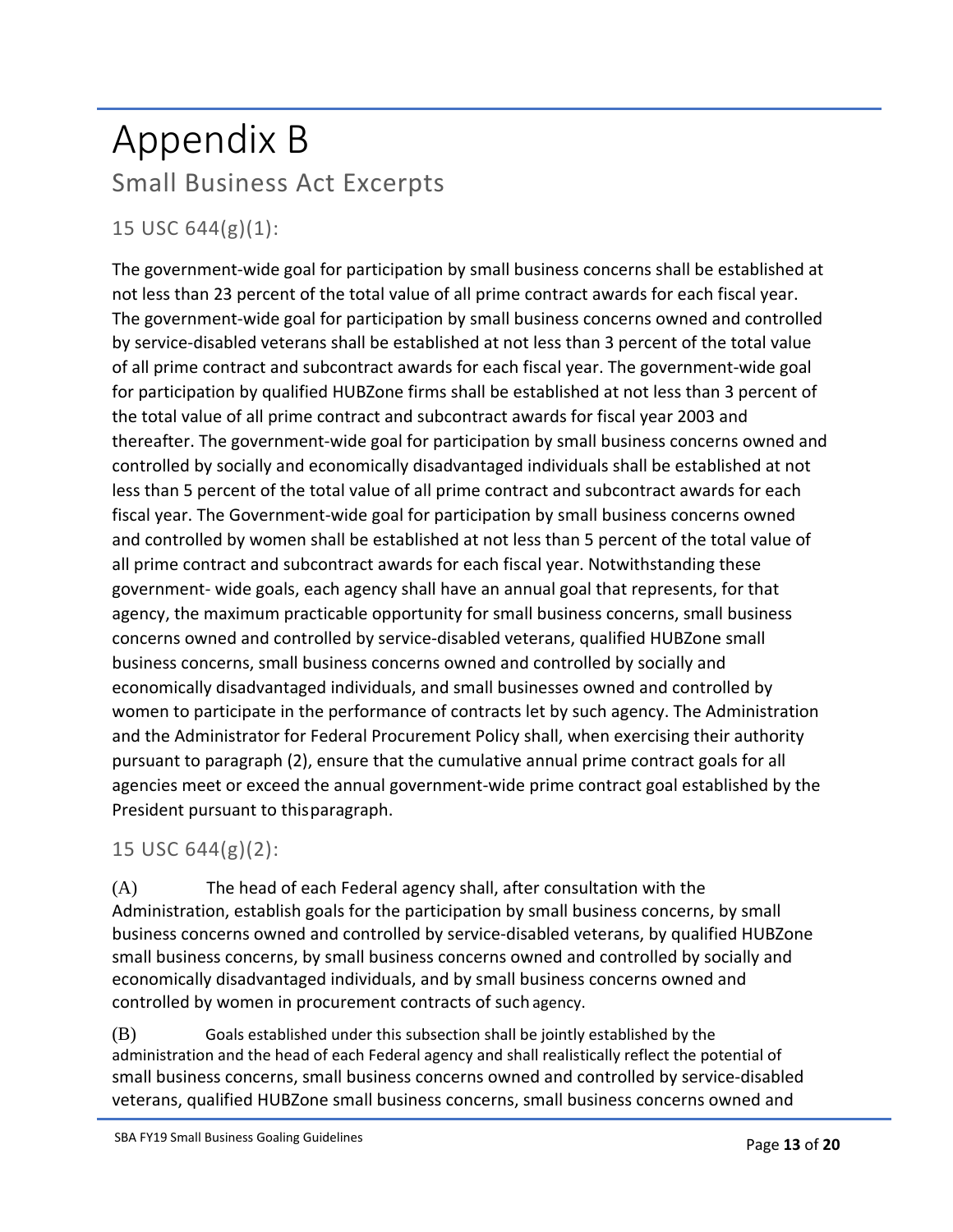# Appendix B

## Small Business Act Excerpts

### 15 USC 644(g)(1):

The government-wide goal for participation by small business concerns shall be established at not less than 23 percent of the total value of all prime contract awards for each fiscal year. The government-wide goal for participation by small business concerns owned and controlled by service-disabled veterans shall be established at not less than 3 percent of the total value of all prime contract and subcontract awards for each fiscal year. The government-wide goal for participation by qualified HUBZone firms shall be established at not less than 3 percent of the total value of all prime contract and subcontract awards for fiscal year 2003 and thereafter. The government-wide goal for participation by small business concerns owned and controlled by socially and economically disadvantaged individuals shall be established at not less than 5 percent of the total value of all prime contract and subcontract awards for each fiscal year. The Government-wide goal for participation by small business concerns owned and controlled by women shall be established at not less than 5 percent of the total value of all prime contract and subcontract awards for each fiscal year. Notwithstanding these government- wide goals, each agency shall have an annual goal that represents, for that agency, the maximum practicable opportunity for small business concerns, small business concerns owned and controlled by service-disabled veterans, qualified HUBZone small business concerns, small business concerns owned and controlled by socially and economically disadvantaged individuals, and small businesses owned and controlled by women to participate in the performance of contracts let by such agency. The Administration and the Administrator for Federal Procurement Policy shall, when exercising their authority pursuant to paragraph (2), ensure that the cumulative annual prime contract goals for all agencies meet or exceed the annual government-wide prime contract goal established by the President pursuant to this paragraph.

### 15 USC 644(g)(2):

(A) The head of each Federal agency shall, after consultation with the Administration, establish goals for the participation by small business concerns, by small business concerns owned and controlled by service-disabled veterans, by qualified HUBZone small business concerns, by small business concerns owned and controlled by socially and economically disadvantaged individuals, and by small business concerns owned and controlled by women in procurement contracts of such agency.

(B) Goals established under this subsection shall be jointly established by the administration and the head of each Federal agency and shall realistically reflect the potential of small business concerns, small business concerns owned and controlled by service-disabled veterans, qualified HUBZone small business concerns, small business concerns owned and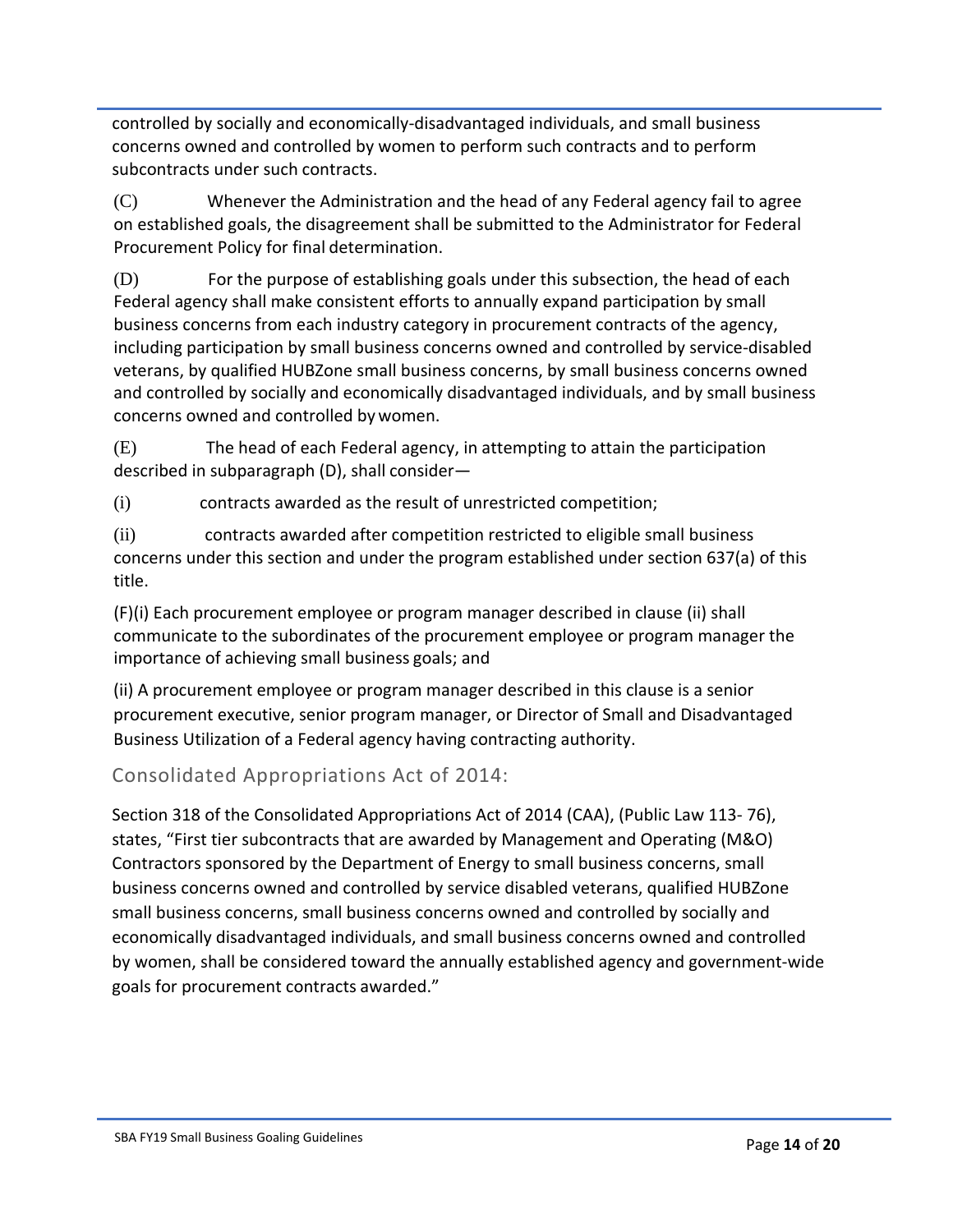controlled by socially and economically-disadvantaged individuals, and small business concerns owned and controlled by women to perform such contracts and to perform subcontracts under such contracts.

(C) Whenever the Administration and the head of any Federal agency fail to agree on established goals, the disagreement shall be submitted to the Administrator for Federal Procurement Policy for final determination.

(D) For the purpose of establishing goals under this subsection, the head of each Federal agency shall make consistent efforts to annually expand participation by small business concerns from each industry category in procurement contracts of the agency, including participation by small business concerns owned and controlled by service-disabled veterans, by qualified HUBZone small business concerns, by small business concerns owned and controlled by socially and economically disadvantaged individuals, and by small business concerns owned and controlled by women.

(E) The head of each Federal agency, in attempting to attain the participation described in subparagraph (D), shall consider—

(i) contracts awarded as the result of unrestricted competition;

(ii) contracts awarded after competition restricted to eligible small business concerns under this section and under the program established under section 637(a) of this title.

(F)(i) Each procurement employee or program manager described in clause (ii) shall communicate to the subordinates of the procurement employee or program manager the importance of achieving small business goals; and

(ii) A procurement employee or program manager described in this clause is a senior procurement executive, senior program manager, or Director of Small and Disadvantaged Business Utilization of a Federal agency having contracting authority.

## Consolidated Appropriations Act of 2014:

Section 318 of the Consolidated Appropriations Act of 2014 (CAA), (Public Law 113- 76), states, "First tier subcontracts that are awarded by Management and Operating (M&O) Contractors sponsored by the Department of Energy to small business concerns, small business concerns owned and controlled by service disabled veterans, qualified HUBZone small business concerns, small business concerns owned and controlled by socially and economically disadvantaged individuals, and small business concerns owned and controlled by women, shall be considered toward the annually established agency and government-wide goals for procurement contracts awarded."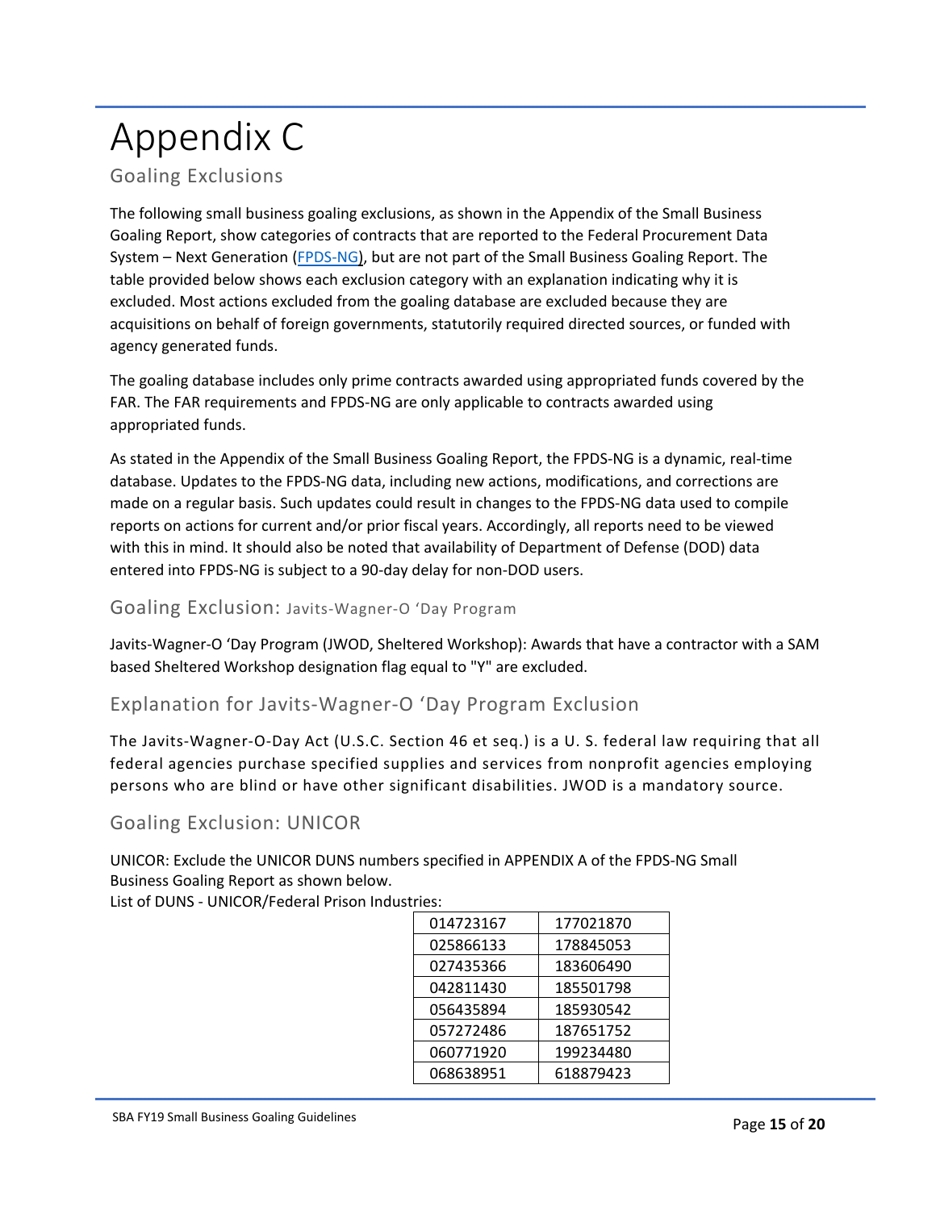# Appendix C

## Goaling Exclusions

The following small business goaling exclusions, as shown in the Appendix of the Small Business Goaling Report, show categories of contracts that are reported to the Federal Procurement Data System – Next Generation (FPDS-NG), but are not part of the Small Business Goaling Report. The table provided below shows each exclusion category with an explanation indicating why it is excluded. Most actions excluded from the goaling database are excluded because they are acquisitions on behalf of foreign governments, statutorily required directed sources, or funded with agency generated funds.

The goaling database includes only prime contracts awarded using appropriated funds covered by the FAR. The FAR requirements and FPDS-NG are only applicable to contracts awarded using appropriated funds.

As stated in the Appendix of the Small Business Goaling Report, the FPDS-NG is a dynamic, real-time database. Updates to the FPDS-NG data, including new actions, modifications, and corrections are made on a regular basis. Such updates could result in changes to the FPDS-NG data used to compile reports on actions for current and/or prior fiscal years. Accordingly, all reports need to be viewed with this in mind. It should also be noted that availability of Department of Defense (DOD) data entered into FPDS-NG is subject to a 90-day delay for non-DOD users.

### Goaling Exclusion: Javits-Wagner-O ‘Day Program

Javits-Wagner-O ‘Day Program (JWOD, Sheltered Workshop): Awards that have a contractor with a SAM based Sheltered Workshop designation flag equal to "Y" are excluded.

### Explanation for Javits-Wagner-O ‘Day Program Exclusion

The Javits-Wagner-O-Day Act (U.S.C. Section 46 et seq.) is a U. S. federal law requiring that all federal agencies purchase specified supplies and services from nonprofit agencies employing persons who are blind or have other significant disabilities. JWOD is a mandatory source.

### Goaling Exclusion: UNICOR

UNICOR: Exclude the UNICOR DUNS numbers specified in APPENDIX A of the FPDS-NG Small Business Goaling Report as shown below.
List of DUNS - UNICOR/Federal Prison Industries:

| | |
|---|---|
| 014723167 | 177021870 |
| 025866133 | 178845053 |
| 027435366 | 183606490 |
| 042811430 | 185501798 |
| 056435894 | 185930542 |
| 057272486 | 187651752 |
| 060771920 | 199234480 |
| 068638951 | 618879423 |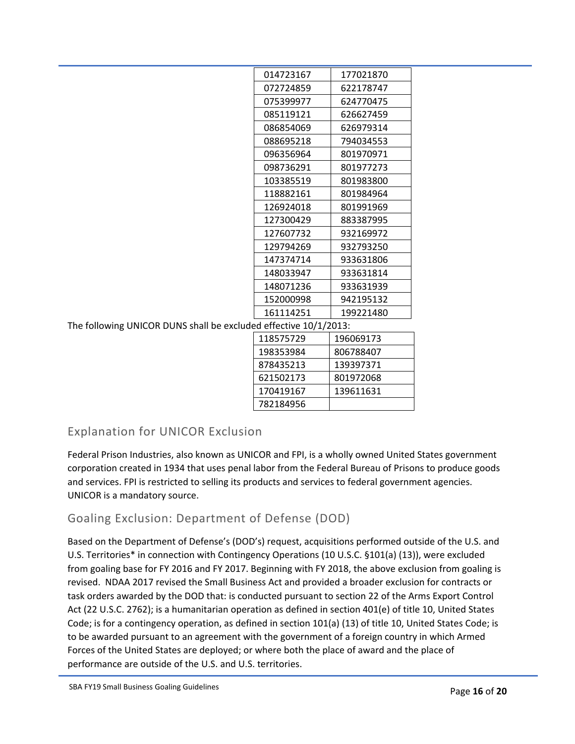| | |
|---|---|
| 014723167 | 177021870 |
| 072724859 | 622178747 |
| 075399977 | 624770475 |
| 085119121 | 626627459 |
| 086854069 | 626979314 |
| 088695218 | 794034553 |
| 096356964 | 801970971 |
| 098736291 | 801977273 |
| 103385519 | 801983800 |
| 118882161 | 801984964 |
| 126924018 | 801991969 |
| 127300429 | 883387995 |
| 127607732 | 932169972 |
| 129794269 | 932793250 |
| 147374714 | 933631806 |
| 148033947 | 933631814 |
| 148071236 | 933631939 |
| 152000998 | 942195132 |
| 161114251 | 199221480 |

The following UNICOR DUNS shall be excluded effective 10/1/2013:

| | |
|---|---|
| 118575729 | 196069173 |
| 198353984 | 806788407 |
| 878435213 | 139397371 |
| 621502173 | 801972068 |
| 170419167 | 139611631 |
| 782184956 | |

## Explanation for UNICOR Exclusion

Federal Prison Industries, also known as UNICOR and FPI, is a wholly owned United States government corporation created in 1934 that uses penal labor from the Federal Bureau of Prisons to produce goods and services. FPI is restricted to selling its products and services to federal government agencies. UNICOR is a mandatory source.

## Goaling Exclusion: Department of Defense (DOD)

Based on the Department of Defense's (DOD's) request, acquisitions performed outside of the U.S. and U.S. Territories* in connection with Contingency Operations (10 U.S.C. §101(a) (13)), were excluded from goaling base for FY 2016 and FY 2017. Beginning with FY 2018, the above exclusion from goaling is revised. NDAA 2017 revised the Small Business Act and provided a broader exclusion for contracts or task orders awarded by the DOD that: is conducted pursuant to section 22 of the Arms Export Control Act (22 U.S.C. 2762); is a humanitarian operation as defined in section 401(e) of title 10, United States Code; is for a contingency operation, as defined in section 101(a) (13) of title 10, United States Code; is to be awarded pursuant to an agreement with the government of a foreign country in which Armed Forces of the United States are deployed; or where both the place of award and the place of performance are outside of the U.S. and U.S. territories.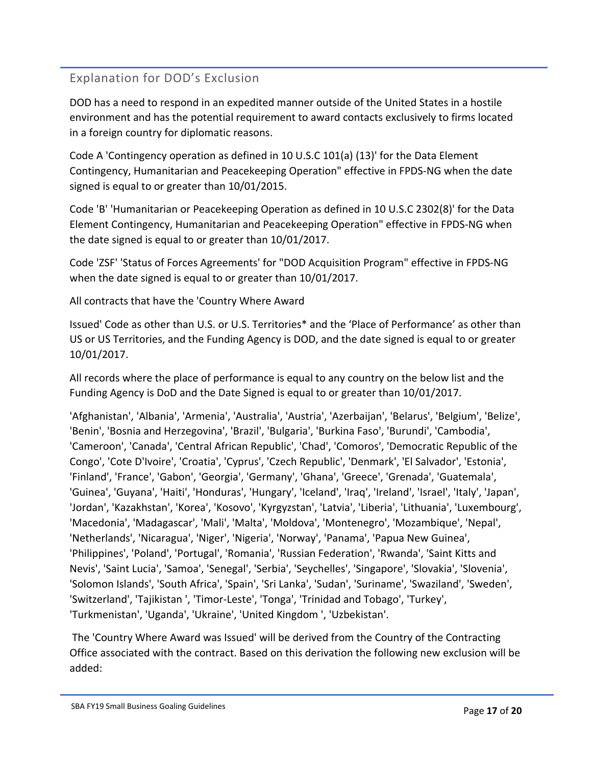## Explanation for DOD's Exclusion

DOD has a need to respond in an expedited manner outside of the United States in a hostile environment and has the potential requirement to award contacts exclusively to firms located in a foreign country for diplomatic reasons.

Code A 'Contingency operation as defined in 10 U.S.C 101(a) (13)' for the Data Element Contingency, Humanitarian and Peacekeeping Operation" effective in FPDS-NG when the date signed is equal to or greater than 10/01/2015.

Code 'B' 'Humanitarian or Peacekeeping Operation as defined in 10 U.S.C 2302(8)' for the Data Element Contingency, Humanitarian and Peacekeeping Operation" effective in FPDS-NG when the date signed is equal to or greater than 10/01/2017.

Code 'ZSF' 'Status of Forces Agreements' for "DOD Acquisition Program" effective in FPDS-NG when the date signed is equal to or greater than 10/01/2017.

All contracts that have the 'Country Where Award

Issued' Code as other than U.S. or U.S. Territories* and the 'Place of Performance' as other than US or US Territories, and the Funding Agency is DOD, and the date signed is equal to or greater 10/01/2017.

All records where the place of performance is equal to any country on the below list and the Funding Agency is DoD and the Date Signed is equal to or greater than 10/01/2017.

'Afghanistan', 'Albania', 'Armenia', 'Australia', 'Austria', 'Azerbaijan', 'Belarus', 'Belgium', 'Belize', 'Benin', 'Bosnia and Herzegovina', 'Brazil', 'Bulgaria', 'Burkina Faso', 'Burundi', 'Cambodia', 'Cameroon', 'Canada', 'Central African Republic', 'Chad', 'Comoros', 'Democratic Republic of the Congo', 'Cote D'Ivoire', 'Croatia', 'Cyprus', 'Czech Republic', 'Denmark', 'El Salvador', 'Estonia', 'Finland', 'France', 'Gabon', 'Georgia', 'Germany', 'Ghana', 'Greece', 'Grenada', 'Guatemala', 'Guinea', 'Guyana', 'Haiti', 'Honduras', 'Hungary', 'Iceland', 'Iraq', 'Ireland', 'Israel', 'Italy', 'Japan', 'Jordan', 'Kazakhstan', 'Korea', 'Kosovo', 'Kyrgyzstan', 'Latvia', 'Liberia', 'Lithuania', 'Luxembourg', 'Macedonia', 'Madagascar', 'Mali', 'Malta', 'Moldova', 'Montenegro', 'Mozambique', 'Nepal', 'Netherlands', 'Nicaragua', 'Niger', 'Nigeria', 'Norway', 'Panama', 'Papua New Guinea', 'Philippines', 'Poland', 'Portugal', 'Romania', 'Russian Federation', 'Rwanda', 'Saint Kitts and Nevis', 'Saint Lucia', 'Samoa', 'Senegal', 'Serbia', 'Seychelles', 'Singapore', 'Slovakia', 'Slovenia', 'Solomon Islands', 'South Africa', 'Spain', 'Sri Lanka', 'Sudan', 'Suriname', 'Swaziland', 'Sweden', 'Switzerland', 'Tajikistan ', 'Timor-Leste', 'Tonga', 'Trinidad and Tobago', 'Turkey', 'Turkmenistan', 'Uganda', 'Ukraine', 'United Kingdom ', 'Uzbekistan'.

The 'Country Where Award was Issued' will be derived from the Country of the Contracting Office associated with the contract. Based on this derivation the following new exclusion will be added: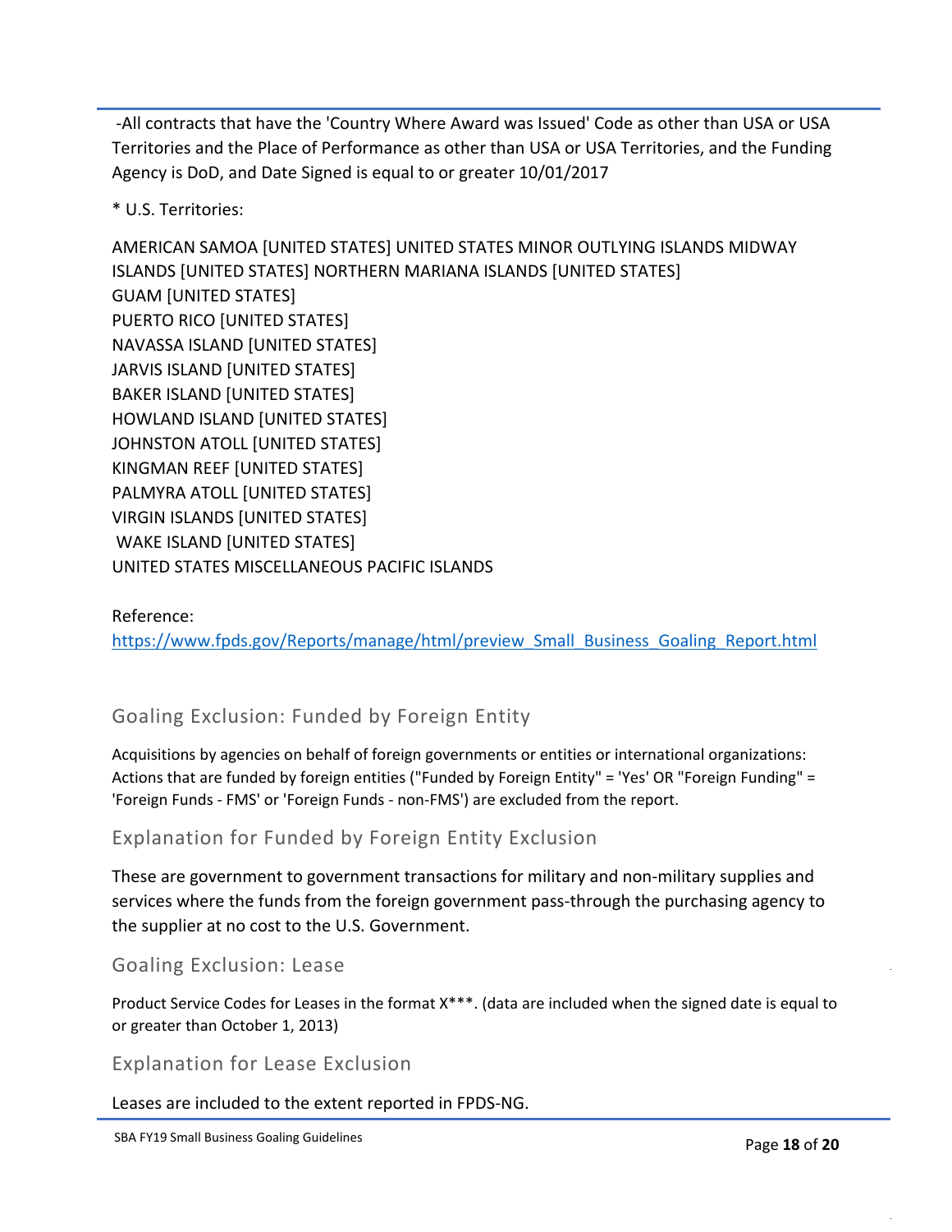-All contracts that have the 'Country Where Award was Issued' Code as other than USA or USA Territories and the Place of Performance as other than USA or USA Territories, and the Funding Agency is DoD, and Date Signed is equal to or greater 10/01/2017

* U.S. Territories:

AMERICAN SAMOA [UNITED STATES] UNITED STATES MINOR OUTLYING ISLANDS MIDWAY ISLANDS [UNITED STATES] NORTHERN MARIANA ISLANDS [UNITED STATES]
GUAM [UNITED STATES]
PUERTO RICO [UNITED STATES]
NAVASSA ISLAND [UNITED STATES]
JARVIS ISLAND [UNITED STATES]
BAKER ISLAND [UNITED STATES]
HOWLAND ISLAND [UNITED STATES]
JOHNSTON ATOLL [UNITED STATES]
KINGMAN REEF [UNITED STATES]
PALMYRA ATOLL [UNITED STATES]
VIRGIN ISLANDS [UNITED STATES]
WAKE ISLAND [UNITED STATES]
UNITED STATES MISCELLANEOUS PACIFIC ISLANDS

Reference:
https://www.fpds.gov/Reports/manage/html/preview_Small_Business_Goaling_Report.html

## Goaling Exclusion: Funded by Foreign Entity

Acquisitions by agencies on behalf of foreign governments or entities or international organizations: Actions that are funded by foreign entities ("Funded by Foreign Entity" = 'Yes' OR "Foreign Funding" = 'Foreign Funds - FMS' or 'Foreign Funds - non-FMS') are excluded from the report.

## Explanation for Funded by Foreign Entity Exclusion

These are government to government transactions for military and non-military supplies and services where the funds from the foreign government pass-through the purchasing agency to the supplier at no cost to the U.S. Government.

## Goaling Exclusion: Lease

Product Service Codes for Leases in the format X***. (data are included when the signed date is equal to or greater than October 1, 2013)

## Explanation for Lease Exclusion

Leases are included to the extent reported in FPDS-NG.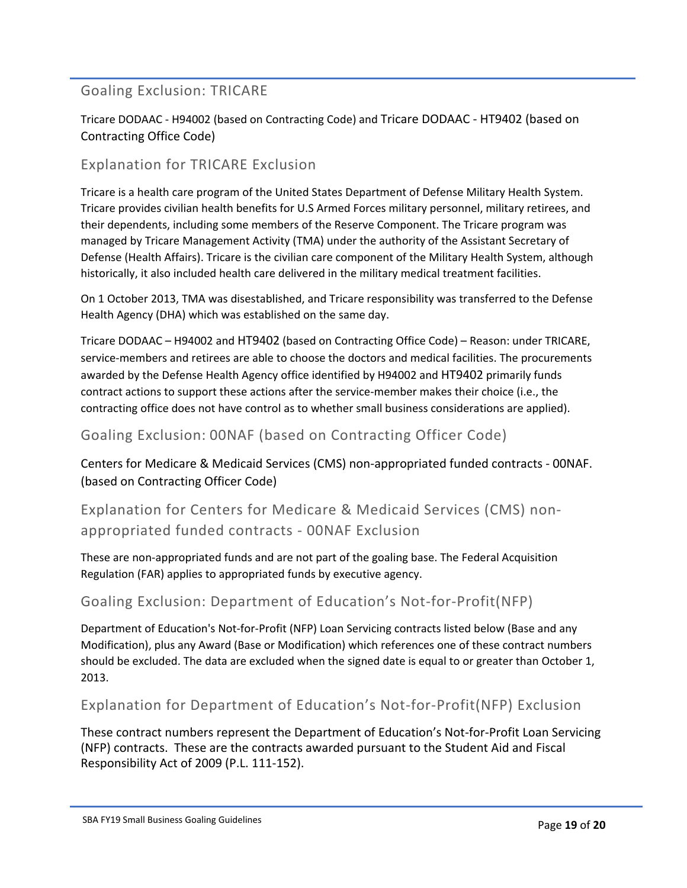## Goaling Exclusion: TRICARE

Tricare DODAAC - H94002 (based on Contracting Code) and Tricare DODAAC - HT9402 (based on Contracting Office Code)

## Explanation for TRICARE Exclusion

Tricare is a health care program of the United States Department of Defense Military Health System. Tricare provides civilian health benefits for U.S Armed Forces military personnel, military retirees, and their dependents, including some members of the Reserve Component. The Tricare program was managed by Tricare Management Activity (TMA) under the authority of the Assistant Secretary of Defense (Health Affairs). Tricare is the civilian care component of the Military Health System, although historically, it also included health care delivered in the military medical treatment facilities.

On 1 October 2013, TMA was disestablished, and Tricare responsibility was transferred to the Defense Health Agency (DHA) which was established on the same day.

Tricare DODAAC – H94002 and HT9402 (based on Contracting Office Code) – Reason: under TRICARE, service-members and retirees are able to choose the doctors and medical facilities. The procurements awarded by the Defense Health Agency office identified by H94002 and HT9402 primarily funds contract actions to support these actions after the service-member makes their choice (i.e., the contracting office does not have control as to whether small business considerations are applied).

## Goaling Exclusion: 00NAF (based on Contracting Officer Code)

Centers for Medicare & Medicaid Services (CMS) non-appropriated funded contracts - 00NAF. (based on Contracting Officer Code)

## Explanation for Centers for Medicare & Medicaid Services (CMS) non-appropriated funded contracts - 00NAF Exclusion

These are non-appropriated funds and are not part of the goaling base. The Federal Acquisition Regulation (FAR) applies to appropriated funds by executive agency.

## Goaling Exclusion: Department of Education's Not-for-Profit(NFP)

Department of Education's Not-for-Profit (NFP) Loan Servicing contracts listed below (Base and any Modification), plus any Award (Base or Modification) which references one of these contract numbers should be excluded. The data are excluded when the signed date is equal to or greater than October 1, 2013.

## Explanation for Department of Education's Not-for-Profit(NFP) Exclusion

These contract numbers represent the Department of Education's Not-for-Profit Loan Servicing (NFP) contracts. These are the contracts awarded pursuant to the Student Aid and Fiscal Responsibility Act of 2009 (P.L. 111-152).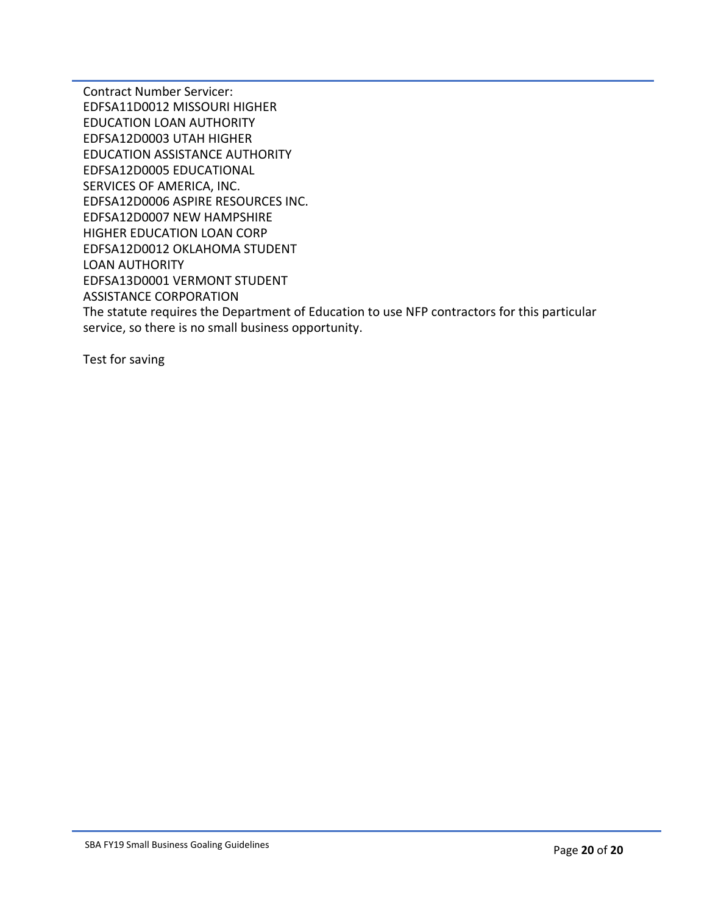Contract Number Servicer:
EDFSA11D0012 MISSOURI HIGHER
EDUCATION LOAN AUTHORITY
EDFSA12D0003 UTAH HIGHER
EDUCATION ASSISTANCE AUTHORITY
EDFSA12D0005 EDUCATIONAL
SERVICES OF AMERICA, INC.
EDFSA12D0006 ASPIRE RESOURCES INC.
EDFSA12D0007 NEW HAMPSHIRE
HIGHER EDUCATION LOAN CORP
EDFSA12D0012 OKLAHOMA STUDENT
LOAN AUTHORITY
EDFSA13D0001 VERMONT STUDENT
ASSISTANCE CORPORATION
The statute requires the Department of Education to use NFP contractors for this particular service, so there is no small business opportunity.

Test for saving